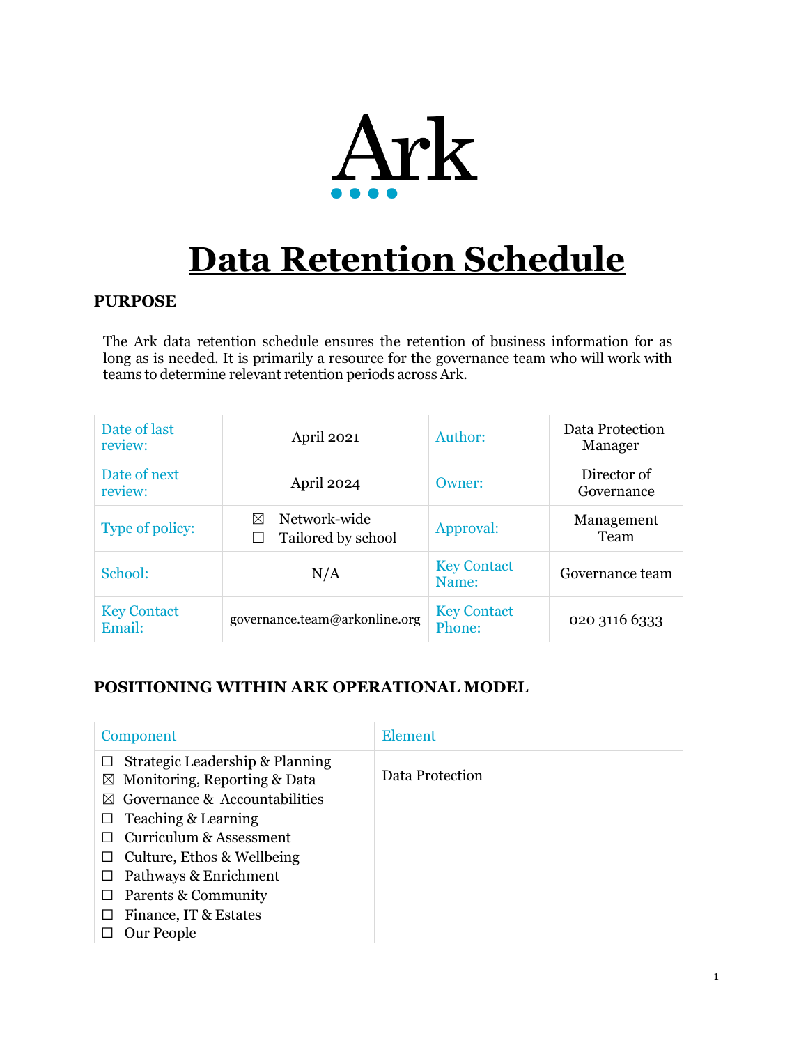Ark

# Data Retention Schedule

## PURPOSE

The Ark data retention schedule ensures the retention of business information for as long as is needed. It is primarily a resource for the governance team who will work with teams to determine relevant retention periods across Ark.

| Date of last review: | April 2021 | Author: | Data Protection Manager |
|---|---|---|---|
| Date of next review: | April 2024 | Owner: | Director of Governance |
| Type of policy: | ☒ Network-wide<br>☐ Tailored by school | Approval: | Management Team |
| School: | N/A | Key Contact Name: | Governance team |
| Key Contact Email: | governance.team@arkonline.org | Key Contact Phone: | 020 3116 6333 |

## POSITIONING WITHIN ARK OPERATIONAL MODEL

| Component | Element |
|---|---|
| ☐ Strategic Leadership & Planning<br>☒ Monitoring, Reporting & Data<br>☒ Governance & Accountabilities<br>☐ Teaching & Learning<br>☐ Curriculum & Assessment<br>☐ Culture, Ethos & Wellbeing<br>☐ Pathways & Enrichment<br>☐ Parents & Community<br>☐ Finance, IT & Estates<br>☐ Our People | Data Protection |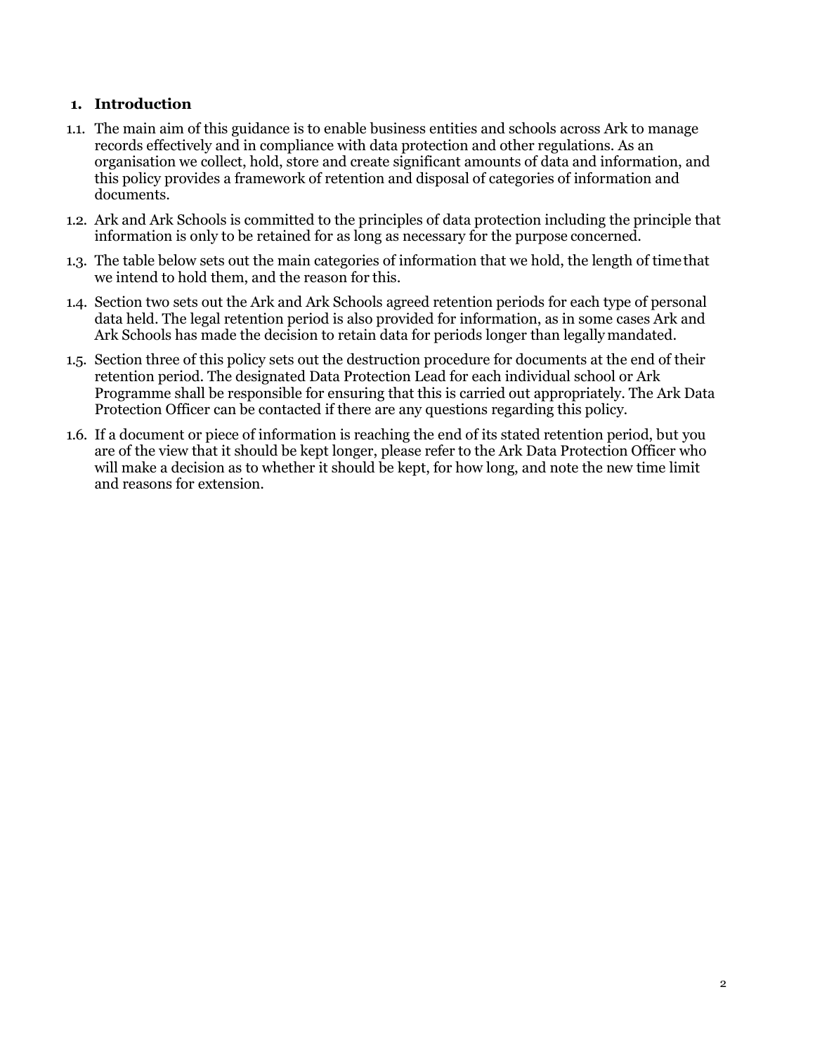## 1. Introduction

1.1. The main aim of this guidance is to enable business entities and schools across Ark to manage records effectively and in compliance with data protection and other regulations. As an organisation we collect, hold, store and create significant amounts of data and information, and this policy provides a framework of retention and disposal of categories of information and documents.

1.2. Ark and Ark Schools is committed to the principles of data protection including the principle that information is only to be retained for as long as necessary for the purpose concerned.

1.3. The table below sets out the main categories of information that we hold, the length of time that we intend to hold them, and the reason for this.

1.4. Section two sets out the Ark and Ark Schools agreed retention periods for each type of personal data held. The legal retention period is also provided for information, as in some cases Ark and Ark Schools has made the decision to retain data for periods longer than legally mandated.

1.5. Section three of this policy sets out the destruction procedure for documents at the end of their retention period. The designated Data Protection Lead for each individual school or Ark Programme shall be responsible for ensuring that this is carried out appropriately. The Ark Data Protection Officer can be contacted if there are any questions regarding this policy.

1.6. If a document or piece of information is reaching the end of its stated retention period, but you are of the view that it should be kept longer, please refer to the Ark Data Protection Officer who will make a decision as to whether it should be kept, for how long, and note the new time limit and reasons for extension.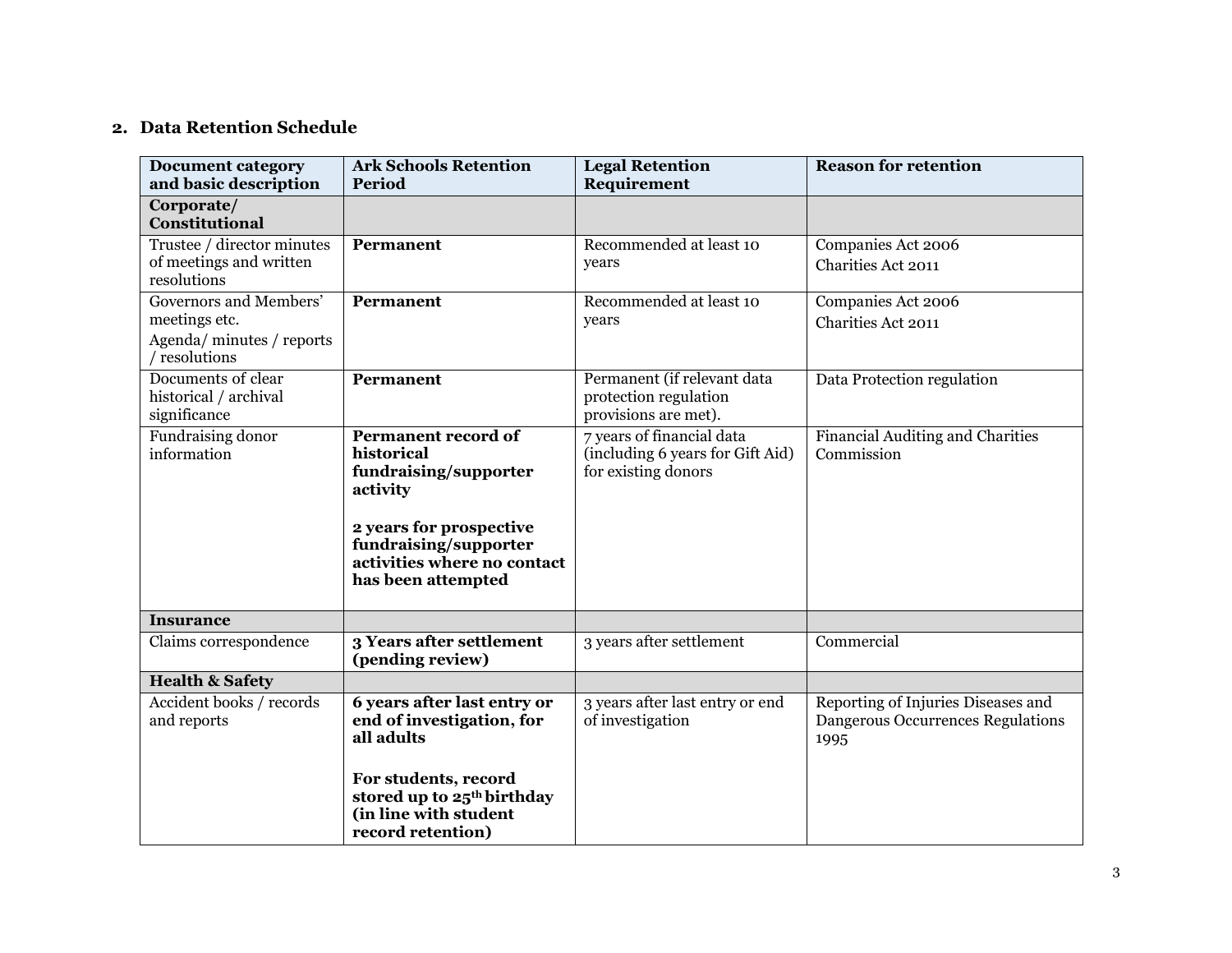## 2. Data Retention Schedule

| Document category and basic description | Ark Schools Retention Period | Legal Retention Requirement | Reason for retention |
|---|---|---|---|
| **Corporate/ Constitutional** | | | |
| Trustee / director minutes of meetings and written resolutions | **Permanent** | Recommended at least 10 years | Companies Act 2006<br>Charities Act 2011 |
| Governors and Members' meetings etc.<br>Agenda/ minutes / reports / resolutions | **Permanent** | Recommended at least 10 years | Companies Act 2006<br>Charities Act 2011 |
| Documents of clear historical / archival significance | **Permanent** | Permanent (if relevant data protection regulation provisions are met). | Data Protection regulation |
| Fundraising donor information | **Permanent record of historical fundraising/supporter activity**<br><br>**2 years for prospective fundraising/supporter activities where no contact has been attempted** | 7 years of financial data (including 6 years for Gift Aid) for existing donors | Financial Auditing and Charities Commission |
| **Insurance** | | | |
| Claims correspondence | **3 Years after settlement (pending review)** | 3 years after settlement | Commercial |
| **Health & Safety** | | | |
| Accident books / records and reports | **6 years after last entry or end of investigation, for all adults**<br><br>**For students, record stored up to 25th birthday (in line with student record retention)** | 3 years after last entry or end of investigation | Reporting of Injuries Diseases and Dangerous Occurrences Regulations 1995 |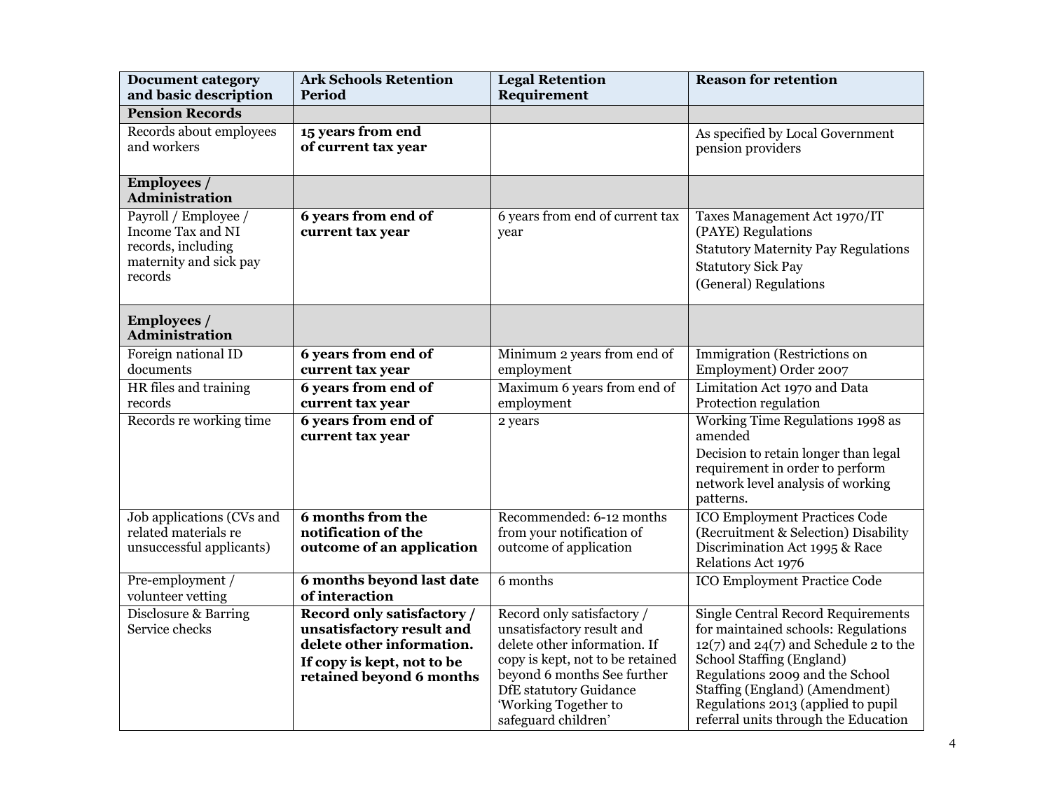| Document category and basic description | Ark Schools Retention Period | Legal Retention Requirement | Reason for retention |
|---|---|---|---|
| **Pension Records** | | | |
| Records about employees and workers | **15 years from end of current tax year** | | As specified by Local Government pension providers |
| **Employees / Administration** | | | |
| Payroll / Employee / Income Tax and NI records, including maternity and sick pay records | **6 years from end of current tax year** | 6 years from end of current tax year | Taxes Management Act 1970/IT (PAYE) Regulations<br>Statutory Maternity Pay Regulations<br>Statutory Sick Pay<br>(General) Regulations |
| **Employees / Administration** | | | |
| Foreign national ID documents | **6 years from end of current tax year** | Minimum 2 years from end of employment | Immigration (Restrictions on Employment) Order 2007 |
| HR files and training records | **6 years from end of current tax year** | Maximum 6 years from end of employment | Limitation Act 1970 and Data Protection regulation |
| Records re working time | **6 years from end of current tax year** | 2 years | Working Time Regulations 1998 as amended<br>Decision to retain longer than legal requirement in order to perform network level analysis of working patterns. |
| Job applications (CVs and related materials re unsuccessful applicants) | **6 months from the notification of the outcome of an application** | Recommended: 6-12 months from your notification of outcome of application | ICO Employment Practices Code (Recruitment & Selection) Disability Discrimination Act 1995 & Race Relations Act 1976 |
| Pre-employment / volunteer vetting | **6 months beyond last date of interaction** | 6 months | ICO Employment Practice Code |
| Disclosure & Barring Service checks | **Record only satisfactory / unsatisfactory result and delete other information.**<br>**If copy is kept, not to be retained beyond 6 months** | Record only satisfactory / unsatisfactory result and delete other information. If copy is kept, not to be retained beyond 6 months See further DfE statutory Guidance 'Working Together to safeguard children' | Single Central Record Requirements for maintained schools: Regulations 12(7) and 24(7) and Schedule 2 to the School Staffing (England) Regulations 2009 and the School Staffing (England) (Amendment) Regulations 2013 (applied to pupil referral units through the Education |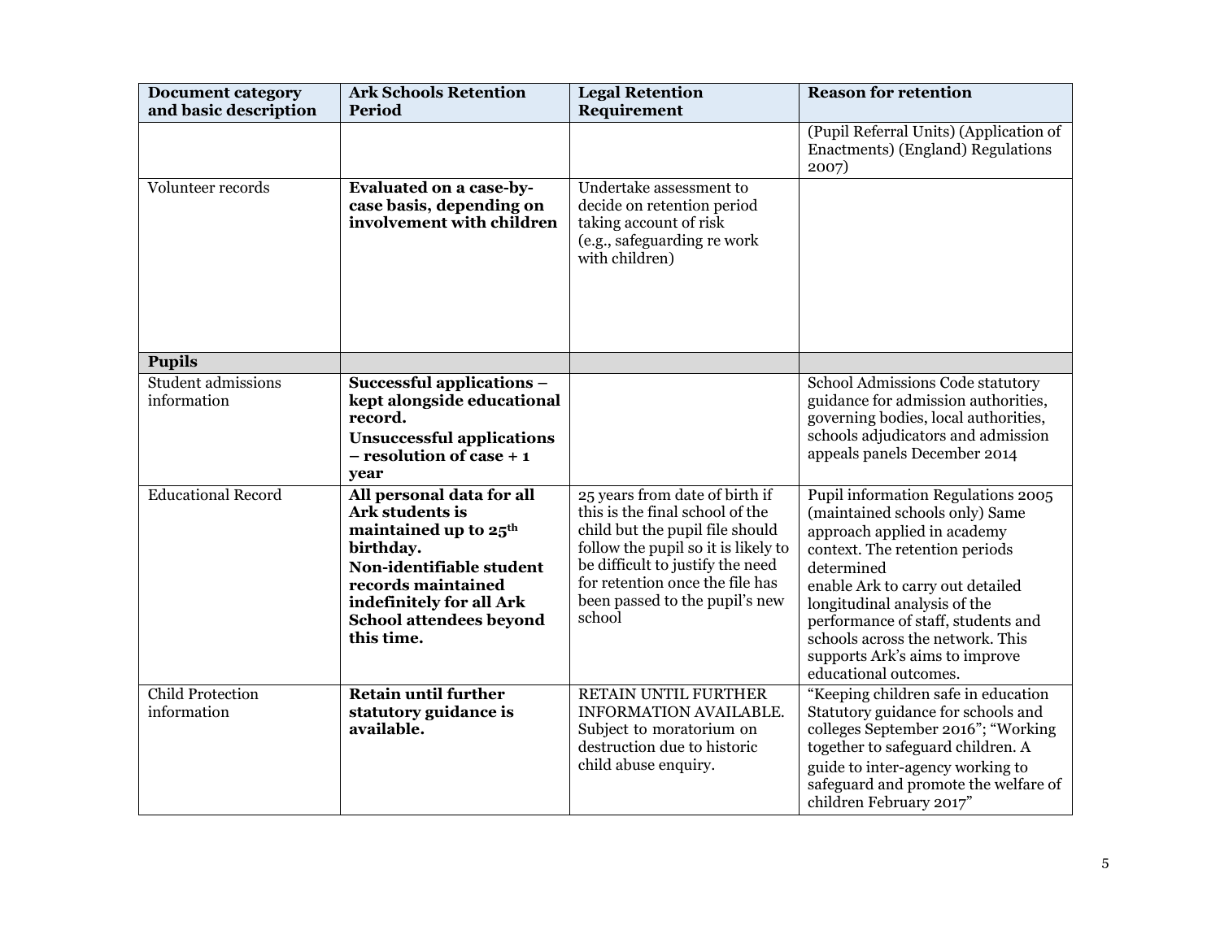| Document category and basic description | Ark Schools Retention Period | Legal Retention Requirement | Reason for retention |
|---|---|---|---|
| | | | (Pupil Referral Units) (Application of Enactments) (England) Regulations 2007) |
| Volunteer records | **Evaluated on a case-by-case basis, depending on involvement with children** | Undertake assessment to decide on retention period taking account of risk (e.g., safeguarding re work with children) | |
| **Pupils** | | | |
| Student admissions information | **Successful applications – kept alongside educational record.** **Unsuccessful applications – resolution of case + 1 year** | | School Admissions Code statutory guidance for admission authorities, governing bodies, local authorities, schools adjudicators and admission appeals panels December 2014 |
| Educational Record | **All personal data for all Ark students is maintained up to 25th birthday.** **Non-identifiable student records maintained indefinitely for all Ark School attendees beyond this time.** | 25 years from date of birth if this is the final school of the child but the pupil file should follow the pupil so it is likely to be difficult to justify the need for retention once the file has been passed to the pupil's new school | Pupil information Regulations 2005 (maintained schools only) Same approach applied in academy context. The retention periods determined enable Ark to carry out detailed longitudinal analysis of the performance of staff, students and schools across the network. This supports Ark's aims to improve educational outcomes. |
| Child Protection information | **Retain until further statutory guidance is available.** | RETAIN UNTIL FURTHER INFORMATION AVAILABLE. Subject to moratorium on destruction due to historic child abuse enquiry. | "Keeping children safe in education Statutory guidance for schools and colleges September 2016"; "Working together to safeguard children. A guide to inter-agency working to safeguard and promote the welfare of children February 2017" |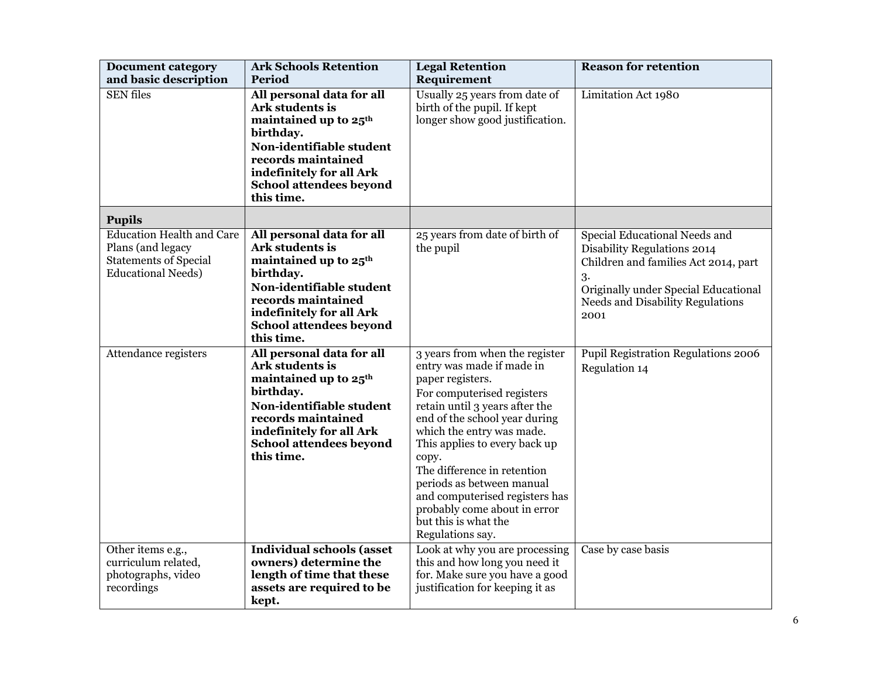| Document category and basic description | Ark Schools Retention Period | Legal Retention Requirement | Reason for retention |
|---|---|---|---|
| SEN files | **All personal data for all Ark students is maintained up to 25th birthday. Non-identifiable student records maintained indefinitely for all Ark School attendees beyond this time.** | Usually 25 years from date of birth of the pupil. If kept longer show good justification. | Limitation Act 1980 |
| **Pupils** | | | |
| Education Health and Care Plans (and legacy Statements of Special Educational Needs) | **All personal data for all Ark students is maintained up to 25th birthday. Non-identifiable student records maintained indefinitely for all Ark School attendees beyond this time.** | 25 years from date of birth of the pupil | Special Educational Needs and Disability Regulations 2014<br>Children and families Act 2014, part 3.<br>Originally under Special Educational Needs and Disability Regulations 2001 |
| Attendance registers | **All personal data for all Ark students is maintained up to 25th birthday.**<br>**Non-identifiable student records maintained indefinitely for all Ark School attendees beyond this time.** | 3 years from when the register entry was made if made in paper registers.<br>For computerised registers retain until 3 years after the end of the school year during which the entry was made. This applies to every back up copy.<br>The difference in retention periods as between manual and computerised registers has probably come about in error but this is what the Regulations say. | Pupil Registration Regulations 2006<br>Regulation 14 |
| Other items e.g., curriculum related, photographs, video recordings | **Individual schools (asset owners) determine the length of time that these assets are required to be kept.** | Look at why you are processing this and how long you need it for. Make sure you have a good justification for keeping it as | Case by case basis |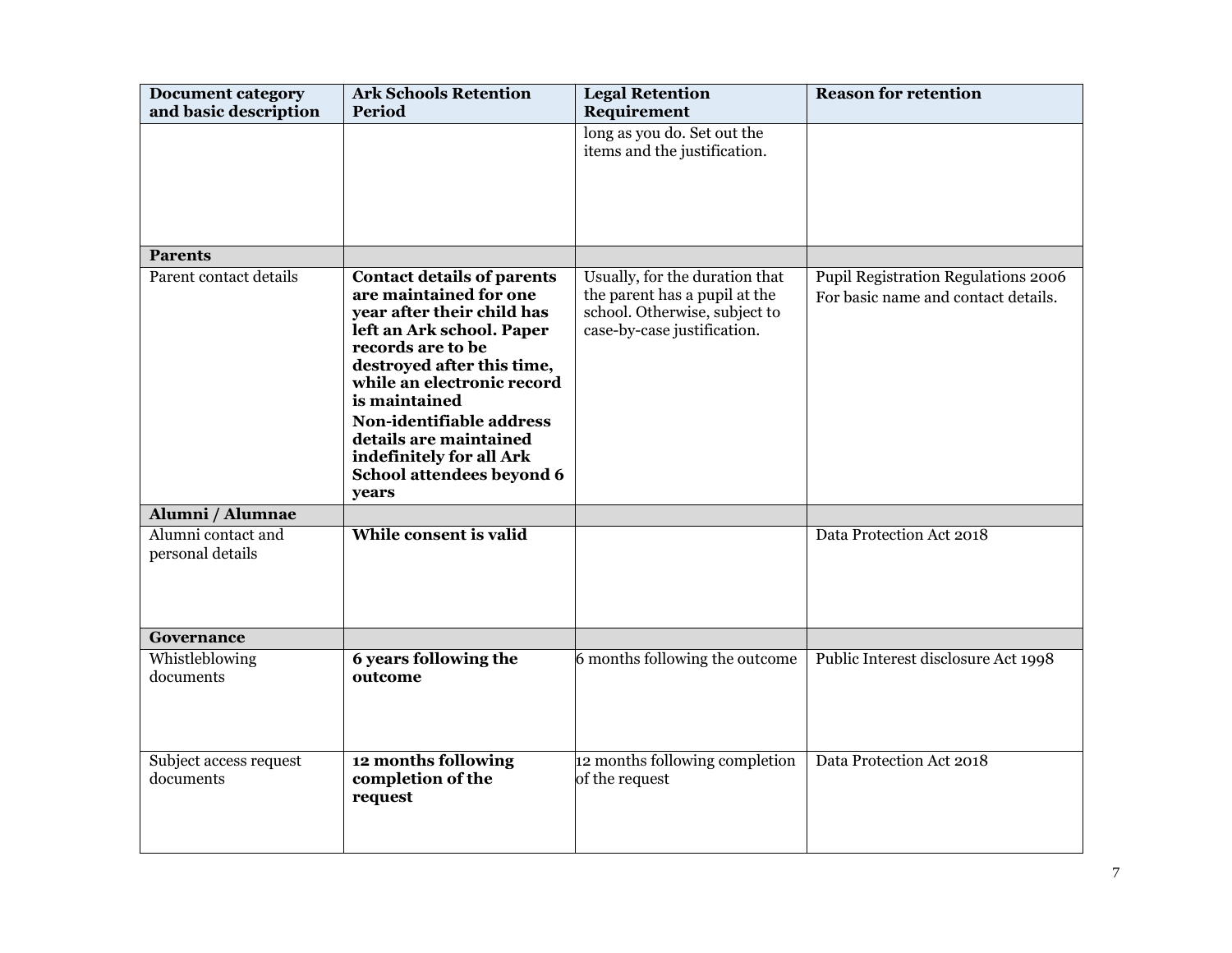| Document category and basic description | Ark Schools Retention Period | Legal Retention Requirement | Reason for retention |
|---|---|---|---|
| | | long as you do. Set out the items and the justification. | |
| **Parents** | | | |
| Parent contact details | **Contact details of parents are maintained for one year after their child has left an Ark school. Paper records are to be destroyed after this time, while an electronic record is maintained** **Non-identifiable address details are maintained indefinitely for all Ark School attendees beyond 6 years** | Usually, for the duration that the parent has a pupil at the school. Otherwise, subject to case-by-case justification. | Pupil Registration Regulations 2006 For basic name and contact details. |
| **Alumni / Alumnae** | | | |
| Alumni contact and personal details | **While consent is valid** | | Data Protection Act 2018 |
| **Governance** | | | |
| Whistleblowing documents | **6 years following the outcome** | 6 months following the outcome | Public Interest disclosure Act 1998 |
| Subject access request documents | **12 months following completion of the request** | 12 months following completion of the request | Data Protection Act 2018 |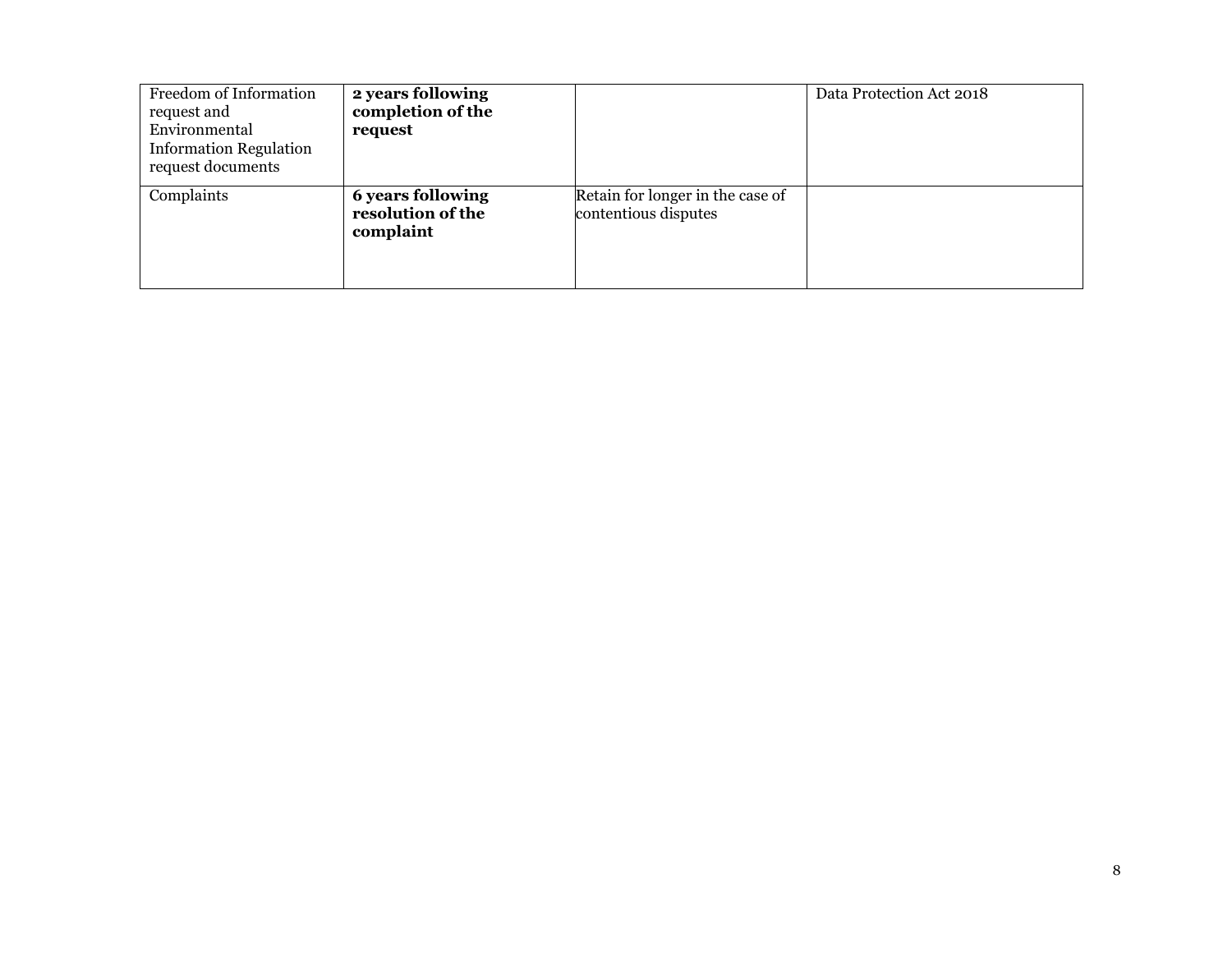| | | | |
|---|---|---|---|
| Freedom of Information request and Environmental Information Regulation request documents | **2 years following completion of the request** | | Data Protection Act 2018 |
| Complaints | **6 years following resolution of the complaint** | Retain for longer in the case of contentious disputes | |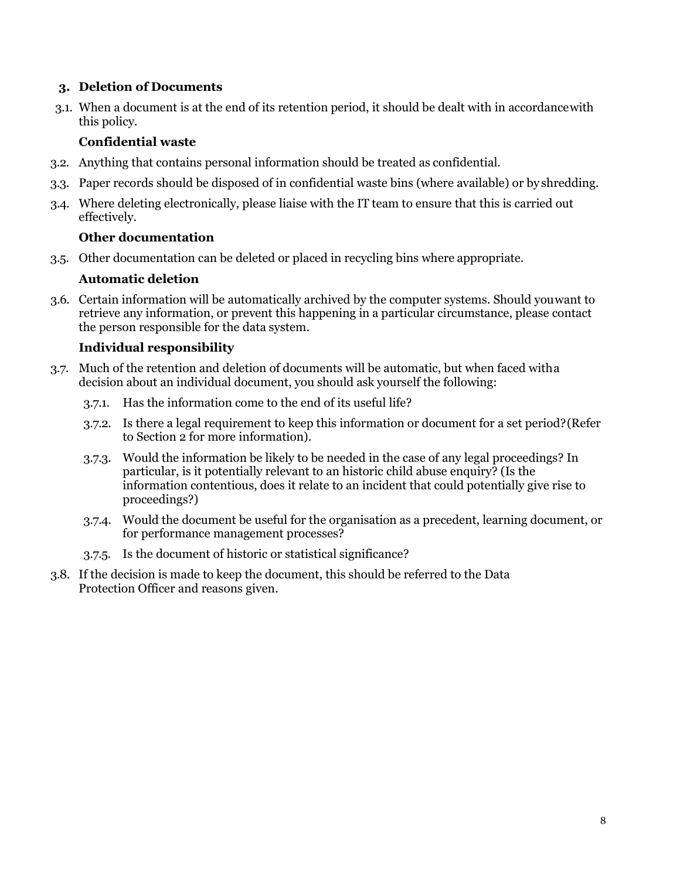## 3. Deletion of Documents

3.1. When a document is at the end of its retention period, it should be dealt with in accordance with this policy.

### Confidential waste

3.2. Anything that contains personal information should be treated as confidential.

3.3. Paper records should be disposed of in confidential waste bins (where available) or by shredding.

3.4. Where deleting electronically, please liaise with the IT team to ensure that this is carried out effectively.

### Other documentation

3.5. Other documentation can be deleted or placed in recycling bins where appropriate.

### Automatic deletion

3.6. Certain information will be automatically archived by the computer systems. Should you want to retrieve any information, or prevent this happening in a particular circumstance, please contact the person responsible for the data system.

### Individual responsibility

3.7. Much of the retention and deletion of documents will be automatic, but when faced with a decision about an individual document, you should ask yourself the following:

3.7.1. Has the information come to the end of its useful life?

3.7.2. Is there a legal requirement to keep this information or document for a set period? (Refer to Section 2 for more information).

3.7.3. Would the information be likely to be needed in the case of any legal proceedings? In particular, is it potentially relevant to an historic child abuse enquiry? (Is the information contentious, does it relate to an incident that could potentially give rise to proceedings?)

3.7.4. Would the document be useful for the organisation as a precedent, learning document, or for performance management processes?

3.7.5. Is the document of historic or statistical significance?

3.8. If the decision is made to keep the document, this should be referred to the Data Protection Officer and reasons given.